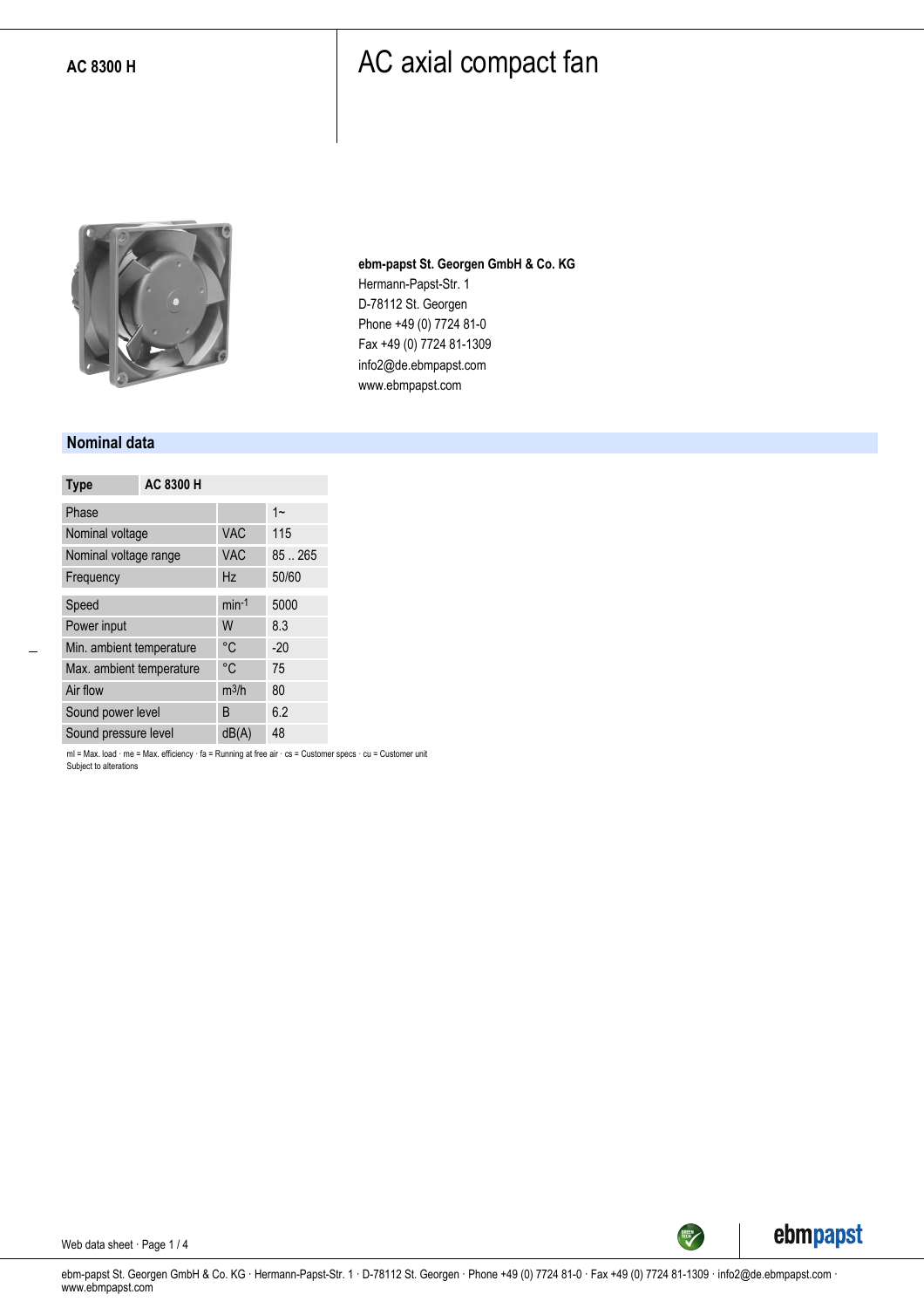**AC 8300 H**

# AC axial compact fan

**ebm-papst St. Georgen GmbH & Co. KG**
Hermann-Papst-Str. 1
D-78112 St. Georgen
Phone +49 (0) 7724 81-0
Fax +49 (0) 7724 81-1309
info2@de.ebmpapst.com
www.ebmpapst.com

## Nominal data

| Type | | AC 8300 H |
|---|---|---|
| Phase | | 1~ |
| Nominal voltage | VAC | 115 |
| Nominal voltage range | VAC | 85 .. 265 |
| Frequency | Hz | 50/60 |
| Speed | $min^{-1}$ | 5000 |
| Power input | W | 8.3 |
| Min. ambient temperature | °C | -20 |
| Max. ambient temperature | °C | 75 |
| Air flow | $m^3/h$ | 80 |
| Sound power level | B | 6.2 |
| Sound pressure level | dB(A) | 48 |

ml = Max. load · me = Max. efficiency · fa = Running at free air · cs = Customer specs · cu = Customer unit
Subject to alterations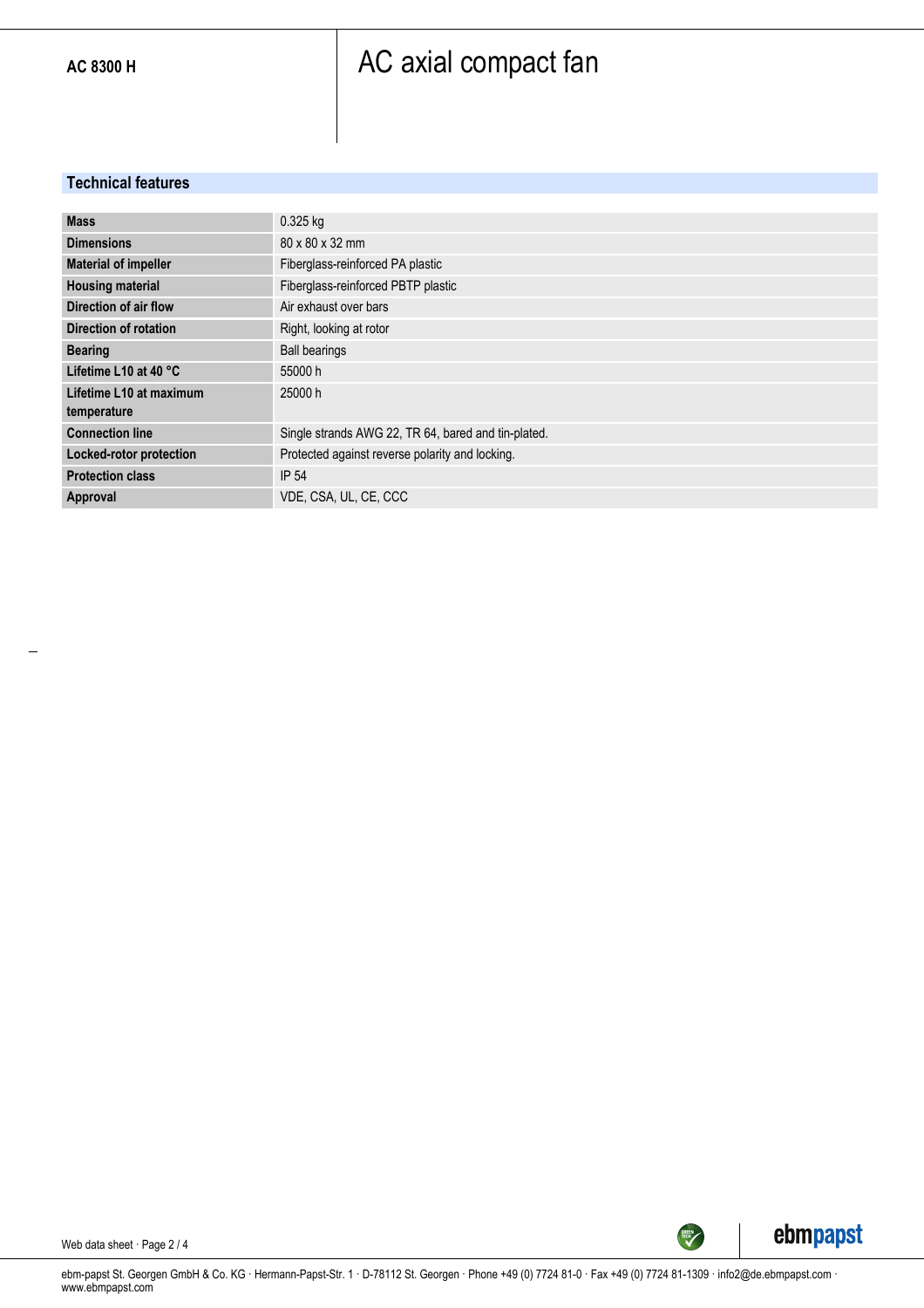**AC 8300 H**

# AC axial compact fan

## Technical features

| | |
|---|---|
| **Mass** | 0.325 kg |
| **Dimensions** | 80 x 80 x 32 mm |
| **Material of impeller** | Fiberglass-reinforced PA plastic |
| **Housing material** | Fiberglass-reinforced PBTP plastic |
| **Direction of air flow** | Air exhaust over bars |
| **Direction of rotation** | Right, looking at rotor |
| **Bearing** | Ball bearings |
| **Lifetime L10 at 40 °C** | 55000 h |
| **Lifetime L10 at maximum temperature** | 25000 h |
| **Connection line** | Single strands AWG 22, TR 64, bared and tin-plated. |
| **Locked-rotor protection** | Protected against reverse polarity and locking. |
| **Protection class** | IP 54 |
| **Approval** | VDE, CSA, UL, CE, CCC |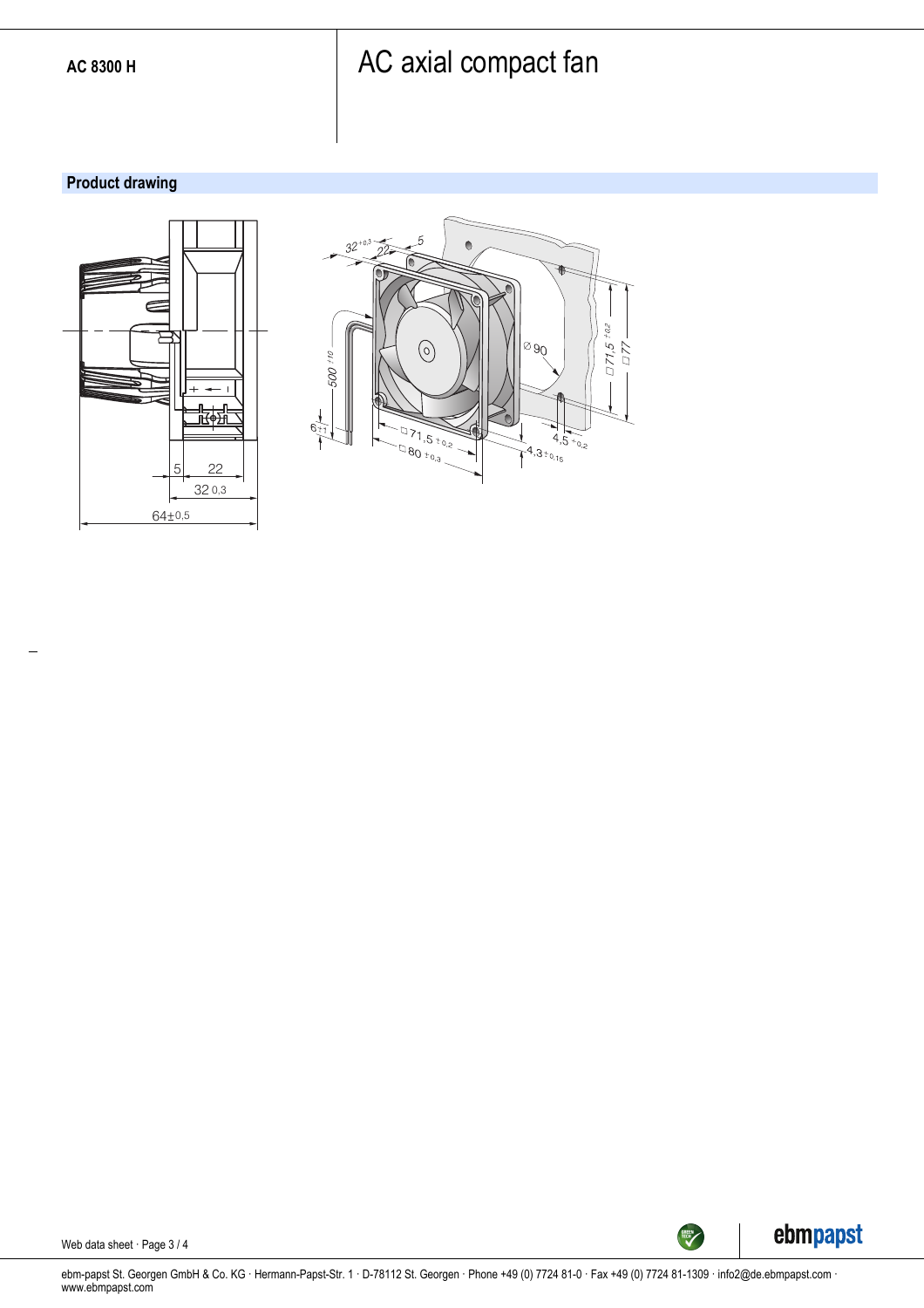AC 8300 H

# AC axial compact fan

## Product drawing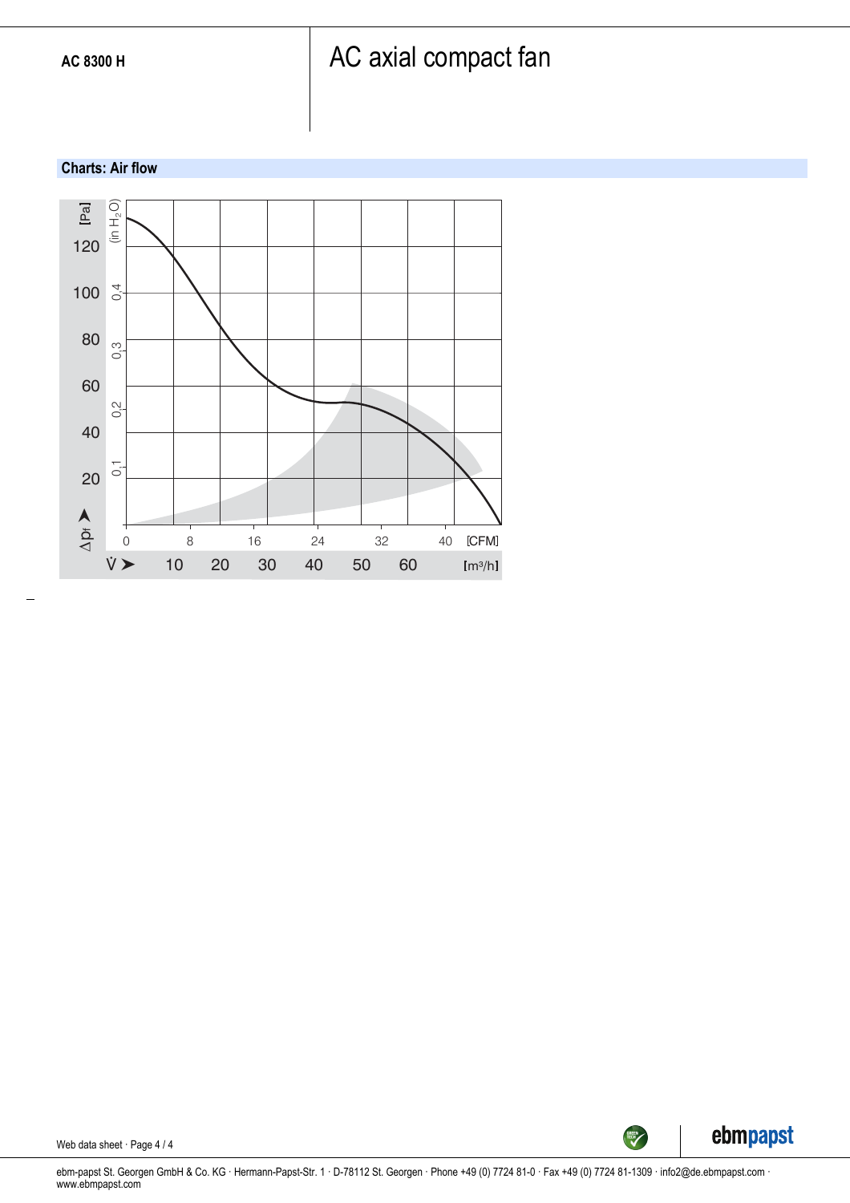**AC 8300 H**

# AC axial compact fan

## Charts: Air flow

[Pa] (in $H_2O$)

120 / 100 0,4 / 80 0,3 / 60 0,2 / 40 / 20 0,1

$\Delta p_f$

0 8 16 24 32 40 [CFM]

$\dot{V}$ 10 20 30 40 50 60 [m³/h]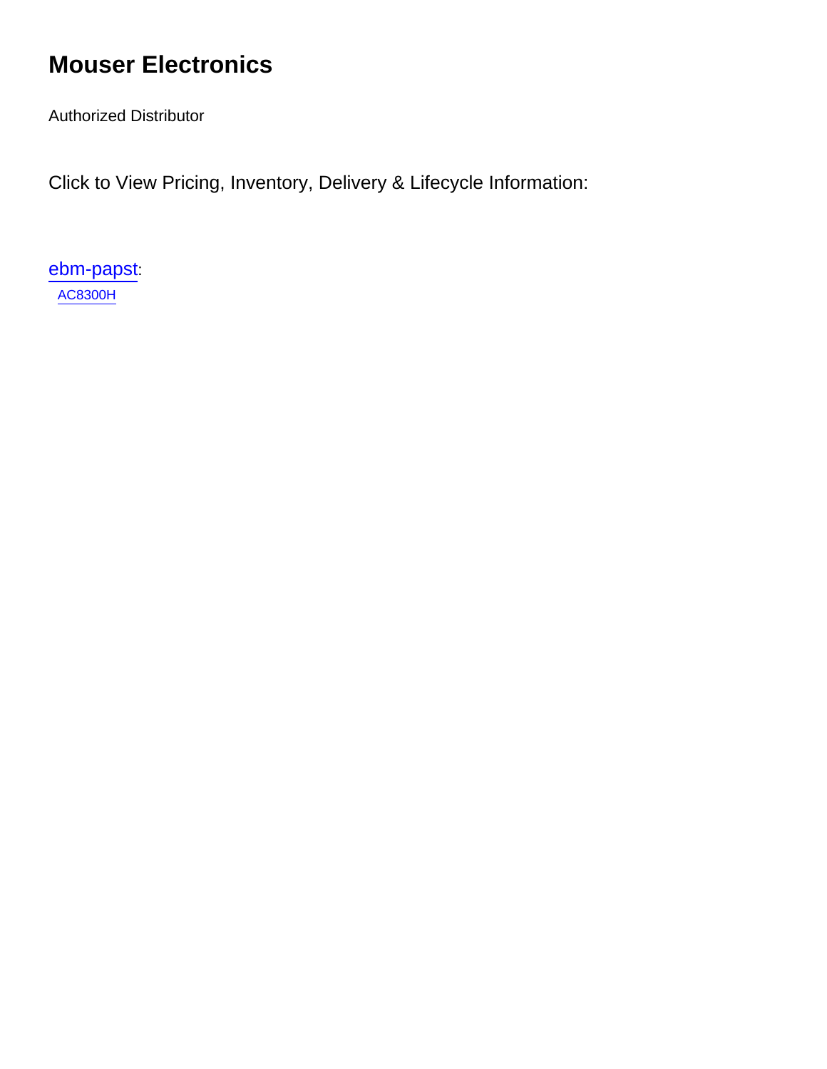# Mouser Electronics

Authorized Distributor

Click to View Pricing, Inventory, Delivery & Lifecycle Information:

ebm-papst:

AC8300H